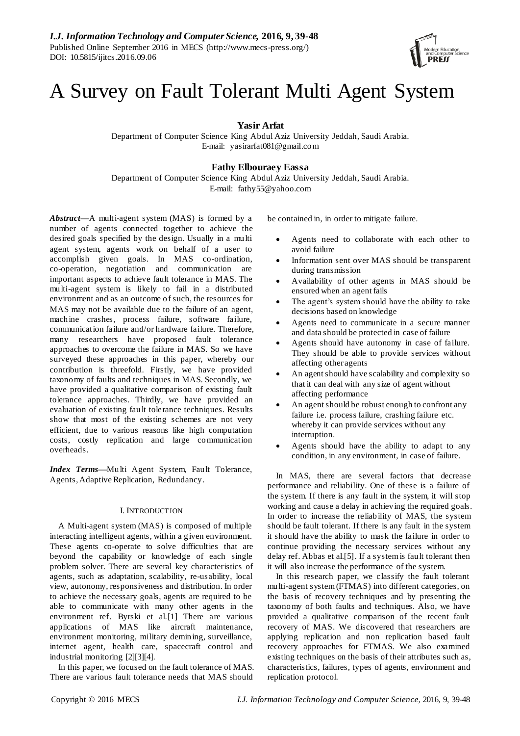# A Survey on Fault Tolerant Multi Agent System

**Yasir Arfat**

Department of Computer Science King Abdul Aziz University Jeddah, Saudi Arabia.
E-mail: yasirarfat081@gmail.com

**Fathy Elbouraey Eassa**

Department of Computer Science King Abdul Aziz University Jeddah, Saudi Arabia.
E-mail: fathy55@yahoo.com

***Abstract*—**A multi-agent system (MAS) is formed by a number of agents connected together to achieve the desired goals specified by the design. Usually in a multi agent system, agents work on behalf of a user to accomplish given goals. In MAS co-ordination, co-operation, negotiation and communication are important aspects to achieve fault tolerance in MAS. The multi-agent system is likely to fail in a distributed environment and as an outcome of such, the resources for MAS may not be available due to the failure of an agent, machine crashes, process failure, software failure, communication failure and/or hardware failure. Therefore, many researchers have proposed fault tolerance approaches to overcome the failure in MAS. So we have surveyed these approaches in this paper, whereby our contribution is threefold. Firstly, we have provided taxonomy of faults and techniques in MAS. Secondly, we have provided a qualitative comparison of existing fault tolerance approaches. Thirdly, we have provided an evaluation of existing fault tolerance techniques. Results show that most of the existing schemes are not very efficient, due to various reasons like high computation costs, costly replication and large communication overheads.

***Index Terms*—**Multi Agent System, Fault Tolerance, Agents, Adaptive Replication, Redundancy.

## I. INTRODUCTION

A Multi-agent system (MAS) is composed of multiple interacting intelligent agents, within a given environment. These agents co-operate to solve difficulties that are beyond the capability or knowledge of each single problem solver. There are several key characteristics of agents, such as adaptation, scalability, re-usability, local view, autonomy, responsiveness and distribution. In order to achieve the necessary goals, agents are required to be able to communicate with many other agents in the environment ref. Byrski et al.[1] There are various applications of MAS like aircraft maintenance, environment monitoring, military demining, surveillance, internet agent, health care, spacecraft control and industrial monitoring [2][3][4].

In this paper, we focused on the fault tolerance of MAS. There are various fault tolerance needs that MAS should be contained in, in order to mitigate failure.

- Agents need to collaborate with each other to avoid failure
- Information sent over MAS should be transparent during transmission
- Availability of other agents in MAS should be ensured when an agent fails
- The agent's system should have the ability to take decisions based on knowledge
- Agents need to communicate in a secure manner and data should be protected in case of failure
- Agents should have autonomy in case of failure. They should be able to provide services without affecting other agents
- An agent should have scalability and complexity so that it can deal with any size of agent without affecting performance
- An agent should be robust enough to confront any failure i.e. process failure, crashing failure etc. whereby it can provide services without any interruption.
- Agents should have the ability to adapt to any condition, in any environment, in case of failure.

In MAS, there are several factors that decrease performance and reliability. One of these is a failure of the system. If there is any fault in the system, it will stop working and cause a delay in achieving the required goals. In order to increase the reliability of MAS, the system should be fault tolerant. If there is any fault in the system it should have the ability to mask the failure in order to continue providing the necessary services without any delay ref. Abbas et al.[5]. If a system is fault tolerant then it will also increase the performance of the system.

In this research paper, we classify the fault tolerant multi-agent system (FTMAS) into different categories, on the basis of recovery techniques and by presenting the taxonomy of both faults and techniques. Also, we have provided a qualitative comparison of the recent fault recovery of MAS. We discovered that researchers are applying replication and non replication based fault recovery approaches for FTMAS. We also examined existing techniques on the basis of their attributes such as, characteristics, failures, types of agents, environment and replication protocol.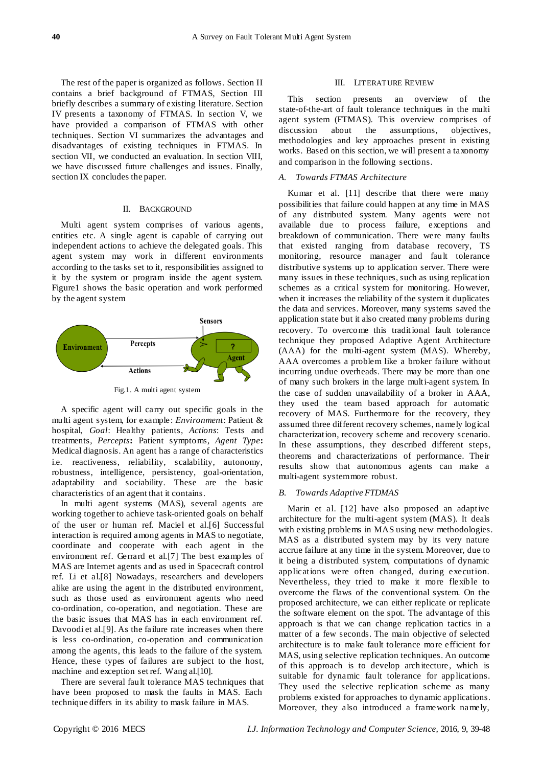The rest of the paper is organized as follows. Section II contains a brief background of FTMAS, Section III briefly describes a summary of existing literature. Section IV presents a taxonomy of FTMAS. In section V, we have provided a comparison of FTMAS with other techniques. Section VI summarizes the advantages and disadvantages of existing techniques in FTMAS. In section VII, we conducted an evaluation. In section VIII, we have discussed future challenges and issues. Finally, section IX concludes the paper.

## II. Background

Multi agent system comprises of various agents, entities etc. A single agent is capable of carrying out independent actions to achieve the delegated goals. This agent system may work in different environments according to the tasks set to it, responsibilities assigned to it by the system or program inside the agent system. Figure1 shows the basic operation and work performed by the agent system

Fig.1. A multi agent system

A specific agent will carry out specific goals in the multi agent system, for example: *Environment*: Patient & hospital, *Goal*: Healthy patients, *Actions*: Tests and treatments, *Percepts***:** Patient symptoms, *Agent Type***:** Medical diagnosis. An agent has a range of characteristics i.e. reactiveness, reliability, scalability, autonomy, robustness, intelligence, persistency, goal-orientation, adaptability and sociability. These are the basic characteristics of an agent that it contains.

In multi agent systems (MAS), several agents are working together to achieve task-oriented goals on behalf of the user or human ref. Maciel et al.[6] Successful interaction is required among agents in MAS to negotiate, coordinate and cooperate with each agent in the environment ref. Gerrard et al.[7] The best examples of MAS are Internet agents and as used in Spacecraft control ref. Li et al.[8] Nowadays, researchers and developers alike are using the agent in the distributed environment, such as those used as environment agents who need co-ordination, co-operation, and negotiation. These are the basic issues that MAS has in each environment ref. Davoodi et al.[9]. As the failure rate increases when there is less co-ordination, co-operation and communication among the agents, this leads to the failure of the system. Hence, these types of failures are subject to the host, machine and exception set ref. Wang al.[10].

There are several fault tolerance MAS techniques that have been proposed to mask the faults in MAS. Each technique differs in its ability to mask failure in MAS.

## III. Literature Review

This section presents an overview of the state-of-the-art of fault tolerance techniques in the multi agent system (FTMAS). This overview comprises of discussion about the assumptions, objectives, methodologies and key approaches present in existing works. Based on this section, we will present a taxonomy and comparison in the following sections.

### *A. Towards FTMAS Architecture*

Kumar et al. [11] describe that there were many possibilities that failure could happen at any time in MAS of any distributed system. Many agents were not available due to process failure, exceptions and breakdown of communication. There were many faults that existed ranging from database recovery, TS monitoring, resource manager and fault tolerance distributive systems up to application server. There were many issues in these techniques, such as using replication schemes as a critical system for monitoring. However, when it increases the reliability of the system it duplicates the data and services. Moreover, many systems saved the application state but it also created many problems during recovery. To overcome this traditional fault tolerance technique they proposed Adaptive Agent Architecture (AAA) for the multi-agent system (MAS). Whereby, AAA overcomes a problem like a broker failure without incurring undue overheads. There may be more than one of many such brokers in the large multi-agent system. In the case of sudden unavailability of a broker in AAA, they used the team based approach for automatic recovery of MAS. Furthermore for the recovery, they assumed three different recovery schemes, namely logical characterization, recovery scheme and recovery scenario. In these assumptions, they described different steps, theorems and characterizations of performance. Their results show that autonomous agents can make a multi-agent system more robust.

### *B. Towards Adaptive FTDMAS*

Marin et al. [12] have also proposed an adaptive architecture for the multi-agent system (MAS). It deals with existing problems in MAS using new methodologies. MAS as a distributed system may by its very nature accrue failure at any time in the system. Moreover, due to it being a distributed system, computations of dynamic applications were often changed, during execution. Nevertheless, they tried to make it more flexible to overcome the flaws of the conventional system. On the proposed architecture, we can either replicate or replicate the software element on the spot. The advantage of this approach is that we can change replication tactics in a matter of a few seconds. The main objective of selected architecture is to make fault tolerance more efficient for MAS, using selective replication techniques. An outcome of this approach is to develop architecture, which is suitable for dynamic fault tolerance for applications. They used the selective replication scheme as many problems existed for approaches to dynamic applications. Moreover, they also introduced a framework namely,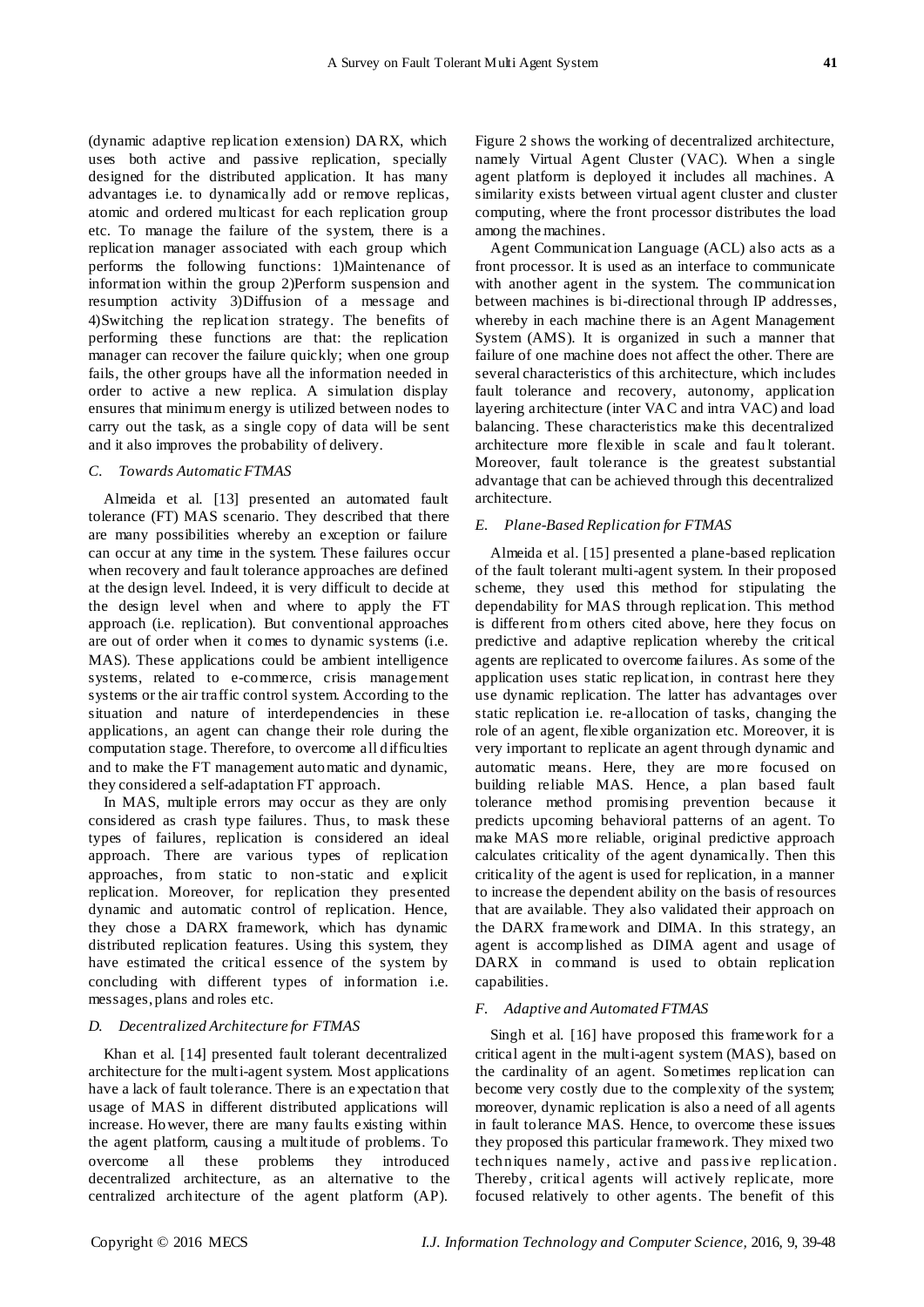(dynamic adaptive replication extension) DARX, which uses both active and passive replication, specially designed for the distributed application. It has many advantages i.e. to dynamically add or remove replicas, atomic and ordered multicast for each replication group etc. To manage the failure of the system, there is a replication manager associated with each group which performs the following functions: 1)Maintenance of information within the group 2)Perform suspension and resumption activity 3)Diffusion of a message and 4)Switching the replication strategy. The benefits of performing these functions are that: the replication manager can recover the failure quickly; when one group fails, the other groups have all the information needed in order to active a new replica. A simulation display ensures that minimum energy is utilized between nodes to carry out the task, as a single copy of data will be sent and it also improves the probability of delivery.

### *C. Towards Automatic FTMAS*

Almeida et al. [13] presented an automated fault tolerance (FT) MAS scenario. They described that there are many possibilities whereby an exception or failure can occur at any time in the system. These failures occur when recovery and fault tolerance approaches are defined at the design level. Indeed, it is very difficult to decide at the design level when and where to apply the FT approach (i.e. replication). But conventional approaches are out of order when it comes to dynamic systems (i.e. MAS). These applications could be ambient intelligence systems, related to e-commerce, crisis management systems or the air traffic control system. According to the situation and nature of interdependencies in these applications, an agent can change their role during the computation stage. Therefore, to overcome all difficulties and to make the FT management automatic and dynamic, they considered a self-adaptation FT approach.

In MAS, multiple errors may occur as they are only considered as crash type failures. Thus, to mask these types of failures, replication is considered an ideal approach. There are various types of replication approaches, from static to non-static and explicit replication. Moreover, for replication they presented dynamic and automatic control of replication. Hence, they chose a DARX framework, which has dynamic distributed replication features. Using this system, they have estimated the critical essence of the system by concluding with different types of information i.e. messages, plans and roles etc.

### *D. Decentralized Architecture for FTMAS*

Khan et al. [14] presented fault tolerant decentralized architecture for the multi-agent system. Most applications have a lack of fault tolerance. There is an expectation that usage of MAS in different distributed applications will increase. However, there are many faults existing within the agent platform, causing a multitude of problems. To overcome all these problems they introduced decentralized architecture, as an alternative to the centralized architecture of the agent platform (AP). Figure 2 shows the working of decentralized architecture, namely Virtual Agent Cluster (VAC). When a single agent platform is deployed it includes all machines. A similarity exists between virtual agent cluster and cluster computing, where the front processor distributes the load among the machines.

Agent Communication Language (ACL) also acts as a front processor. It is used as an interface to communicate with another agent in the system. The communication between machines is bi-directional through IP addresses, whereby in each machine there is an Agent Management System (AMS). It is organized in such a manner that failure of one machine does not affect the other. There are several characteristics of this architecture, which includes fault tolerance and recovery, autonomy, application layering architecture (inter VAC and intra VAC) and load balancing. These characteristics make this decentralized architecture more flexible in scale and fault tolerant. Moreover, fault tolerance is the greatest substantial advantage that can be achieved through this decentralized architecture.

### *E. Plane-Based Replication for FTMAS*

Almeida et al. [15] presented a plane-based replication of the fault tolerant multi-agent system. In their proposed scheme, they used this method for stipulating the dependability for MAS through replication. This method is different from others cited above, here they focus on predictive and adaptive replication whereby the critical agents are replicated to overcome failures. As some of the application uses static replication, in contrast here they use dynamic replication. The latter has advantages over static replication i.e. re-allocation of tasks, changing the role of an agent, flexible organization etc. Moreover, it is very important to replicate an agent through dynamic and automatic means. Here, they are more focused on building reliable MAS. Hence, a plan based fault tolerance method promising prevention because it predicts upcoming behavioral patterns of an agent. To make MAS more reliable, original predictive approach calculates criticality of the agent dynamically. Then this criticality of the agent is used for replication, in a manner to increase the dependent ability on the basis of resources that are available. They also validated their approach on the DARX framework and DIMA. In this strategy, an agent is accomplished as DIMA agent and usage of DARX in command is used to obtain replication capabilities.

### *F. Adaptive and Automated FTMAS*

Singh et al. [16] have proposed this framework for a critical agent in the multi-agent system (MAS), based on the cardinality of an agent. Sometimes replication can become very costly due to the complexity of the system; moreover, dynamic replication is also a need of all agents in fault tolerance MAS. Hence, to overcome these issues they proposed this particular framework. They mixed two techniques namely, active and passive replication. Thereby, critical agents will actively replicate, more focused relatively to other agents. The benefit of this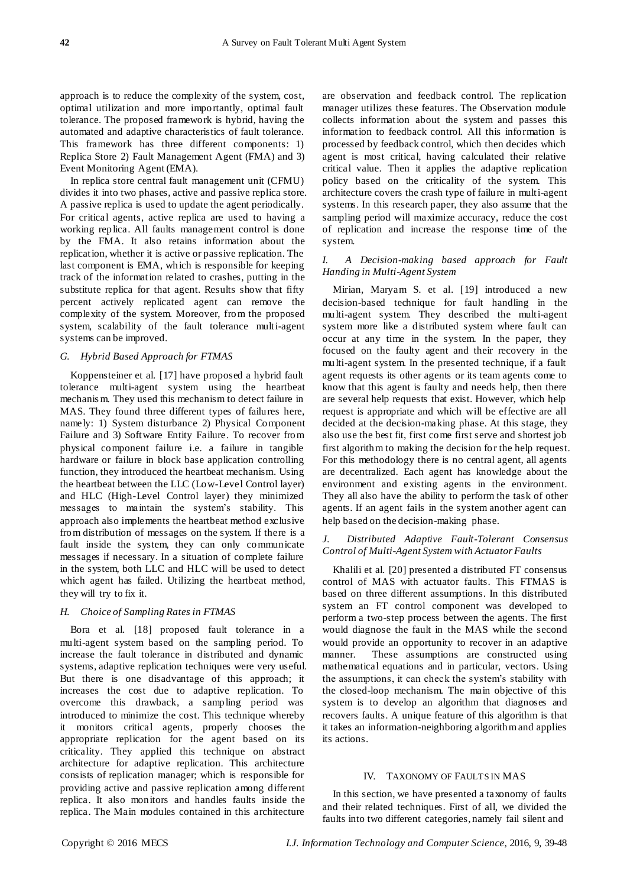approach is to reduce the complexity of the system, cost, optimal utilization and more importantly, optimal fault tolerance. The proposed framework is hybrid, having the automated and adaptive characteristics of fault tolerance. This framework has three different components: 1) Replica Store 2) Fault Management Agent (FMA) and 3) Event Monitoring Agent (EMA).

In replica store central fault management unit (CFMU) divides it into two phases, active and passive replica store. A passive replica is used to update the agent periodically. For critical agents, active replica are used to having a working replica. All faults management control is done by the FMA. It also retains information about the replication, whether it is active or passive replication. The last component is EMA, which is responsible for keeping track of the information related to crashes, putting in the substitute replica for that agent. Results show that fifty percent actively replicated agent can remove the complexity of the system. Moreover, from the proposed system, scalability of the fault tolerance multi-agent systems can be improved.

### *G. Hybrid Based Approach for FTMAS*

Koppensteiner et al. [17] have proposed a hybrid fault tolerance multi-agent system using the heartbeat mechanism. They used this mechanism to detect failure in MAS. They found three different types of failures here, namely: 1) System disturbance 2) Physical Component Failure and 3) Software Entity Failure. To recover from physical component failure i.e. a failure in tangible hardware or failure in block base application controlling function, they introduced the heartbeat mechanism. Using the heartbeat between the LLC (Low-Level Control layer) and HLC (High-Level Control layer) they minimized messages to maintain the system's stability. This approach also implements the heartbeat method exclusive from distribution of messages on the system. If there is a fault inside the system, they can only communicate messages if necessary. In a situation of complete failure in the system, both LLC and HLC will be used to detect which agent has failed. Utilizing the heartbeat method, they will try to fix it.

### *H. Choice of Sampling Rates in FTMAS*

Bora et al. [18] proposed fault tolerance in a multi-agent system based on the sampling period. To increase the fault tolerance in distributed and dynamic systems, adaptive replication techniques were very useful. But there is one disadvantage of this approach; it increases the cost due to adaptive replication. To overcome this drawback, a sampling period was introduced to minimize the cost. This technique whereby it monitors critical agents, properly chooses the appropriate replication for the agent based on its criticality. They applied this technique on abstract architecture for adaptive replication. This architecture consists of replication manager; which is responsible for providing active and passive replication among different replica. It also monitors and handles faults inside the replica. The Main modules contained in this architecture are observation and feedback control. The replication manager utilizes these features. The Observation module collects information about the system and passes this information to feedback control. All this information is processed by feedback control, which then decides which agent is most critical, having calculated their relative critical value. Then it applies the adaptive replication policy based on the criticality of the system. This architecture covers the crash type of failure in multi-agent systems. In this research paper, they also assume that the sampling period will maximize accuracy, reduce the cost of replication and increase the response time of the system.

### *I. A Decision-making based approach for Fault Handing in Multi-Agent System*

Mirian, Maryam S. et al. [19] introduced a new decision-based technique for fault handling in the multi-agent system. They described the multi-agent system more like a distributed system where fault can occur at any time in the system. In the paper, they focused on the faulty agent and their recovery in the multi-agent system. In the presented technique, if a fault agent requests its other agents or its team agents come to know that this agent is faulty and needs help, then there are several help requests that exist. However, which help request is appropriate and which will be effective are all decided at the decision-making phase. At this stage, they also use the best fit, first come first serve and shortest job first algorithm to making the decision for the help request. For this methodology there is no central agent, all agents are decentralized. Each agent has knowledge about the environment and existing agents in the environment. They all also have the ability to perform the task of other agents. If an agent fails in the system another agent can help based on the decision-making phase.

### *J. Distributed Adaptive Fault-Tolerant Consensus Control of Multi-Agent System with Actuator Faults*

Khalili et al. [20] presented a distributed FT consensus control of MAS with actuator faults. This FTMAS is based on three different assumptions. In this distributed system an FT control component was developed to perform a two-step process between the agents. The first would diagnose the fault in the MAS while the second would provide an opportunity to recover in an adaptive manner. These assumptions are constructed using mathematical equations and in particular, vectors. Using the assumptions, it can check the system's stability with the closed-loop mechanism. The main objective of this system is to develop an algorithm that diagnoses and recovers faults. A unique feature of this algorithm is that it takes an information-neighboring algorithm and applies its actions.

## IV. TAXONOMY OF FAULTS IN MAS

In this section, we have presented a taxonomy of faults and their related techniques. First of all, we divided the faults into two different categories, namely fail silent and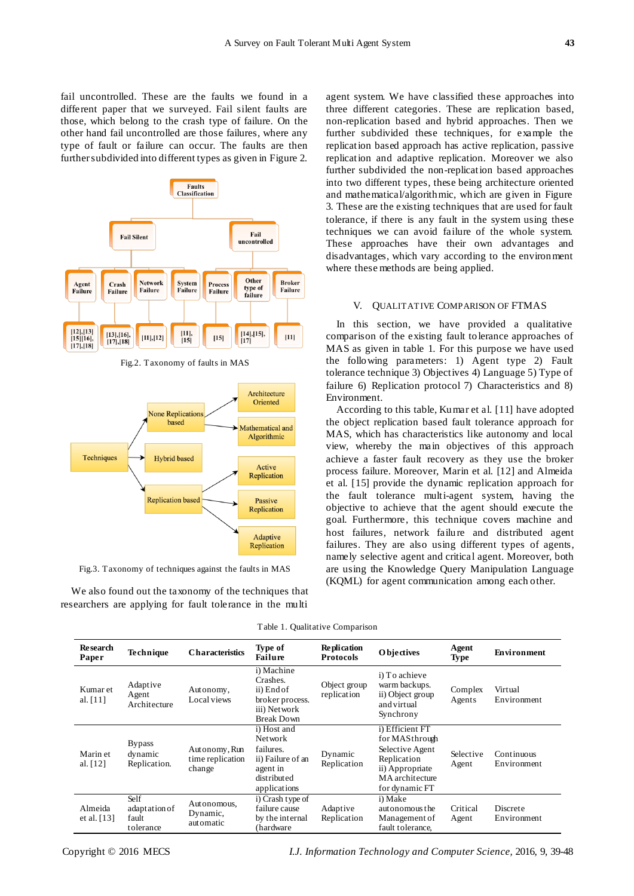fail uncontrolled. These are the faults we found in a different paper that we surveyed. Fail silent faults are those, which belong to the crash type of failure. On the other hand fail uncontrolled are those failures, where any type of fault or failure can occur. The faults are then further subdivided into different types as given in Figure 2.

Fig.2. Taxonomy of faults in MAS

Fig.3. Taxonomy of techniques against the faults in MAS

We also found out the taxonomy of the techniques that researchers are applying for fault tolerance in the multi agent system. We have classified these approaches into three different categories. These are replication based, non-replication based and hybrid approaches. Then we further subdivided these techniques, for example the replication based approach has active replication, passive replication and adaptive replication. Moreover we also further subdivided the non-replication based approaches into two different types, these being architecture oriented and mathematical/algorithmic, which are given in Figure 3. These are the existing techniques that are used for fault tolerance, if there is any fault in the system using these techniques we can avoid failure of the whole system. These approaches have their own advantages and disadvantages, which vary according to the environment where these methods are being applied.

## V. Qualitative Comparison of FTMAS

In this section, we have provided a qualitative comparison of the existing fault tolerance approaches of MAS as given in table 1. For this purpose we have used the following parameters: 1) Agent type 2) Fault tolerance technique 3) Objectives 4) Language 5) Type of failure 6) Replication protocol 7) Characteristics and 8) Environment.

According to this table, Kumar et al. [11] have adopted the object replication based fault tolerance approach for MAS, which has characteristics like autonomy and local view, whereby the main objectives of this approach achieve a faster fault recovery as they use the broker process failure. Moreover, Marin et al. [12] and Almeida et al. [15] provide the dynamic replication approach for the fault tolerance multi-agent system, having the objective to achieve that the agent should execute the goal. Furthermore, this technique covers machine and host failures, network failure and distributed agent failures. They are also using different types of agents, namely selective agent and critical agent. Moreover, both are using the Knowledge Query Manipulation Language (KQML) for agent communication among each other.

Table 1. Qualitative Comparison

| Research Paper | Technique | Characteristics | Type of Failure | Replication Protocols | Objectives | Agent Type | Environment |
|---|---|---|---|---|---|---|---|
| Kumar et al. [11] | Adaptive Agent Architecture | Autonomy, Local views | i) Machine Crashes. ii) End of broker process. iii) Network Break Down | Object group replication | i) To achieve warm backups. ii) Object group and virtual Synchrony | Complex Agents | Virtual Environment |
| Marin et al. [12] | Bypass dynamic Replication. | Autonomy, Run time replication change | i) Host and Network failures. ii) Failure of an agent in distributed applications | Dynamic Replication | i) Efficient FT for MAS through Selective Agent Replication ii) Appropriate MA architecture for dynamic FT | Selective Agent | Continuous Environment |
| Almeida et al. [13] | Self adaptation of fault tolerance | Autonomous, Dynamic, automatic | i) Crash type of failure cause by the internal (hardware | Adaptive Replication | i) Make autonomous the Management of fault tolerance, | Critical Agent | Discrete Environment |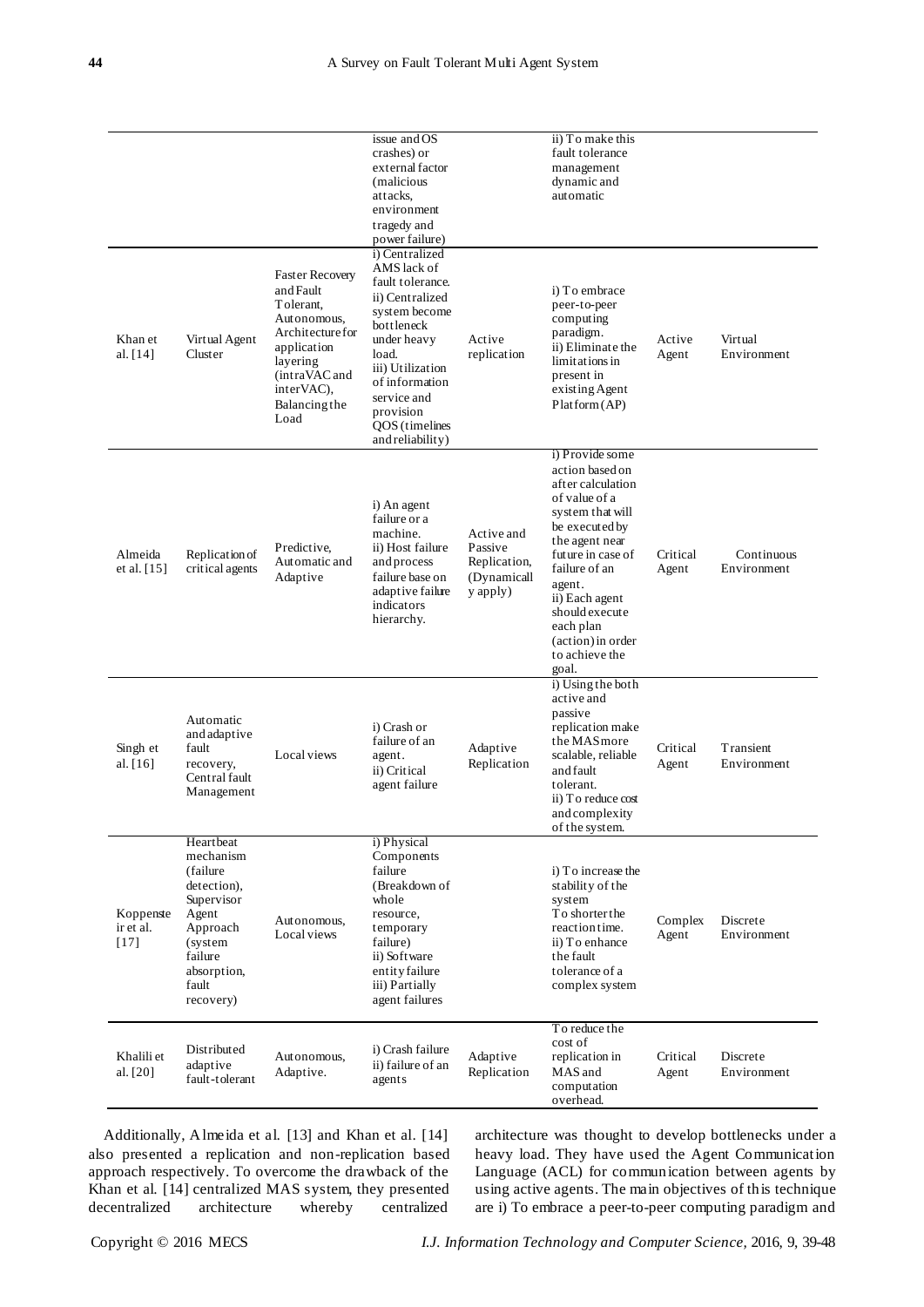| | | | issue and OS crashes) or external factor (malicious attacks, environment tragedy and power failure) | | ii) To make this fault tolerance management dynamic and automatic | | |
|---|---|---|---|---|---|---|---|
| Khan et al. [14] | Virtual Agent Cluster | Faster Recovery and Fault Tolerant, Autonomous, Architecture for application layering (intraVAC and interVAC), Balancing the Load | i) Centralized AMS lack of fault tolerance. ii) Centralized system become bottleneck under heavy load. iii) Utilization of information service and provision QOS (timelines and reliability) | Active replication | i) To embrace peer-to-peer computing paradigm. ii) Eliminate the limitations in present in existing Agent Platform (AP) | Active Agent | Virtual Environment |
| Almeida et al. [15] | Replication of critical agents | Predictive, Automatic and Adaptive | i) An agent failure or a machine. ii) Host failure and process failure base on adaptive failure indicators hierarchy. | Active and Passive Replication, (Dynamically apply) | i) Provide some action based on after calculation of value of a system that will be executed by the agent near future in case of failure of an agent. ii) Each agent should execute each plan (action) in order to achieve the goal. | Critical Agent | Continuous Environment |
| Singh et al. [16] | Automatic and adaptive fault recovery, Central fault Management | Local views | i) Crash or failure of an agent. ii) Critical agent failure | Adaptive Replication | i) Using the both active and passive replication make the MAS more scalable, reliable and fault tolerant. ii) To reduce cost and complexity of the system. | Critical Agent | Transient Environment |
| Koppensteir et al. [17] | Heartbeat mechanism (failure detection), Supervisor Agent Approach (system failure absorption, fault recovery) | Autonomous, Local views | i) Physical Components failure (Breakdown of whole resource, temporary failure) ii) Software entity failure iii) Partially agent failures | | i) To increase the stability of the system To shorter the reaction time. ii) To enhance the fault tolerance of a complex system | Complex Agent | Discrete Environment |
| Khalili et al. [20] | Distributed adaptive fault-tolerant | Autonomous, Adaptive. | i) Crash failure ii) failure of an agents | Adaptive Replication | To reduce the cost of replication in MAS and computation overhead. | Critical Agent | Discrete Environment |

Additionally, Almeida et al. [13] and Khan et al. [14] also presented a replication and non-replication based approach respectively. To overcome the drawback of the Khan et al. [14] centralized MAS system, they presented decentralized architecture whereby centralized architecture was thought to develop bottlenecks under a heavy load. They have used the Agent Communication Language (ACL) for communication between agents by using active agents. The main objectives of this technique are i) To embrace a peer-to-peer computing paradigm and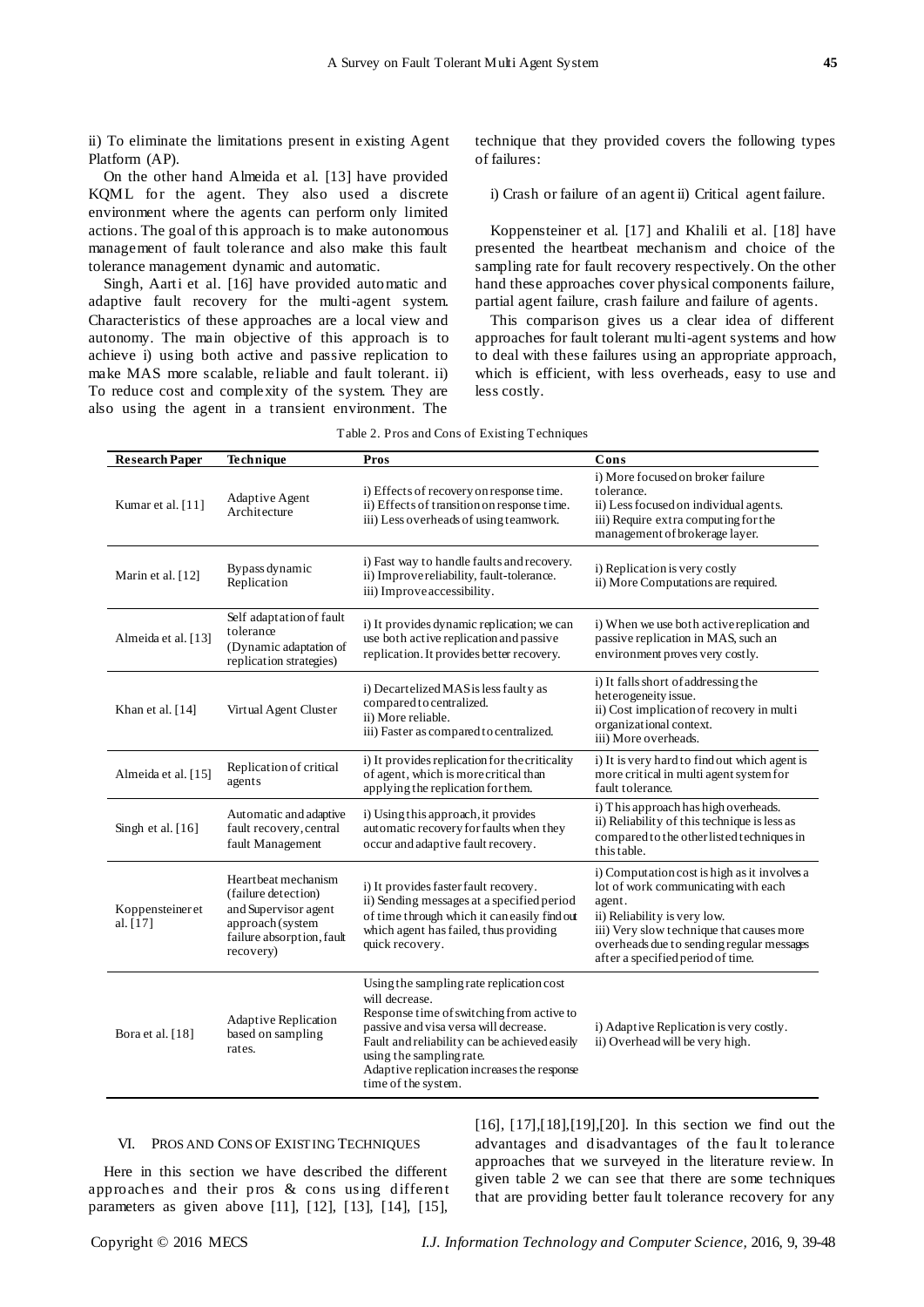ii) To eliminate the limitations present in existing Agent Platform (AP).

On the other hand Almeida et al. [13] have provided KQML for the agent. They also used a discrete environment where the agents can perform only limited actions. The goal of this approach is to make autonomous management of fault tolerance and also make this fault tolerance management dynamic and automatic.

Singh, Aarti et al. [16] have provided automatic and adaptive fault recovery for the multi-agent system. Characteristics of these approaches are a local view and autonomy. The main objective of this approach is to achieve i) using both active and passive replication to make MAS more scalable, reliable and fault tolerant. ii) To reduce cost and complexity of the system. They are also using the agent in a transient environment. The technique that they provided covers the following types of failures:

i) Crash or failure of an agent ii) Critical agent failure.

Koppensteiner et al. [17] and Khalili et al. [18] have presented the heartbeat mechanism and choice of the sampling rate for fault recovery respectively. On the other hand these approaches cover physical components failure, partial agent failure, crash failure and failure of agents.

This comparison gives us a clear idea of different approaches for fault tolerant multi-agent systems and how to deal with these failures using an appropriate approach, which is efficient, with less overheads, easy to use and less costly.

Table 2. Pros and Cons of Existing Techniques

| Research Paper | Technique | Pros | Cons |
|---|---|---|---|
| Kumar et al. [11] | Adaptive Agent Architecture | i) Effects of recovery on response time.<br>ii) Effects of transition on response time.<br>iii) Less overheads of using teamwork. | i) More focused on broker failure tolerance.<br>ii) Less focused on individual agents.<br>iii) Require extra computing for the management of brokerage layer. |
| Marin et al. [12] | Bypass dynamic Replication | i) Fast way to handle faults and recovery.<br>ii) Improve reliability, fault-tolerance.<br>iii) Improve accessibility. | i) Replication is very costly<br>ii) More Computations are required. |
| Almeida et al. [13] | Self adaptation of fault tolerance (Dynamic adaptation of replication strategies) | i) It provides dynamic replication; we can use both active replication and passive replication. It provides better recovery. | i) When we use both active replication and passive replication in MAS, such an environment proves very costly. |
| Khan et al. [14] | Virtual Agent Cluster | i) Decartelized MAS is less faulty as compared to centralized.<br>ii) More reliable.<br>iii) Faster as compared to centralized. | i) It falls short of addressing the heterogeneity issue.<br>ii) Cost implication of recovery in multi organizational context.<br>iii) More overheads. |
| Almeida et al. [15] | Replication of critical agents | i) It provides replication for the criticality of agent, which is more critical than applying the replication for them. | i) It is very hard to find out which agent is more critical in multi agent system for fault tolerance. |
| Singh et al. [16] | Automatic and adaptive fault recovery, central fault Management | i) Using this approach, it provides automatic recovery for faults when they occur and adaptive fault recovery. | i) This approach has high overheads.<br>ii) Reliability of this technique is less as compared to the other listed techniques in this table. |
| Koppensteiner et al. [17] | Heartbeat mechanism (failure detection) and Supervisor agent approach (system failure absorption, fault recovery) | i) It provides faster fault recovery.<br>ii) Sending messages at a specified period of time through which it can easily find out which agent has failed, thus providing quick recovery. | i) Computation cost is high as it involves a lot of work communicating with each agent.<br>ii) Reliability is very low.<br>iii) Very slow technique that causes more overheads due to sending regular messages after a specified period of time. |
| Bora et al. [18] | Adaptive Replication based on sampling rates. | Using the sampling rate replication cost will decrease.<br>Response time of switching from active to passive and visa versa will decrease.<br>Fault and reliability can be achieved easily using the sampling rate.<br>Adaptive replication increases the response time of the system. | i) Adaptive Replication is very costly.<br>ii) Overhead will be very high. |

## VI. Pros and Cons of Existing Techniques

Here in this section we have described the different approaches and their pros & cons using different parameters as given above [11], [12], [13], [14], [15], [16], [17],[18],[19],[20]. In this section we find out the advantages and disadvantages of the fault tolerance approaches that we surveyed in the literature review. In given table 2 we can see that there are some techniques that are providing better fault tolerance recovery for any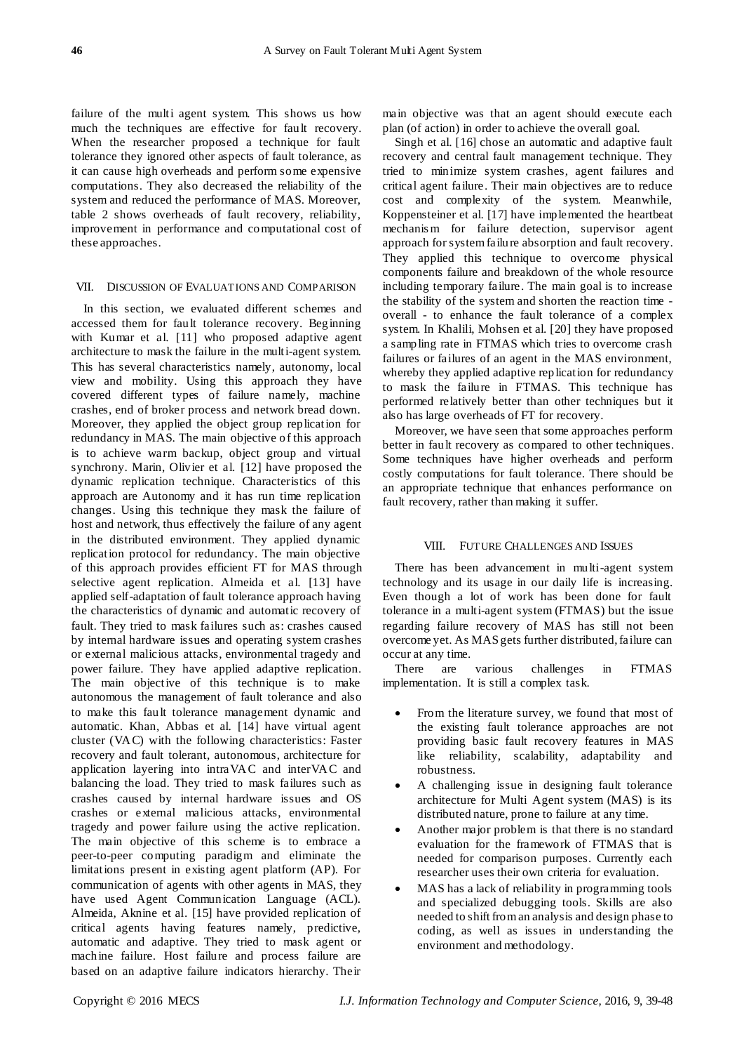failure of the multi agent system. This shows us how much the techniques are effective for fault recovery. When the researcher proposed a technique for fault tolerance they ignored other aspects of fault tolerance, as it can cause high overheads and perform some expensive computations. They also decreased the reliability of the system and reduced the performance of MAS. Moreover, table 2 shows overheads of fault recovery, reliability, improvement in performance and computational cost of these approaches.

## VII. Discussion of Evaluations and Comparison

In this section, we evaluated different schemes and accessed them for fault tolerance recovery. Beginning with Kumar et al. [11] who proposed adaptive agent architecture to mask the failure in the multi-agent system. This has several characteristics namely, autonomy, local view and mobility. Using this approach they have covered different types of failure namely, machine crashes, end of broker process and network bread down. Moreover, they applied the object group replication for redundancy in MAS. The main objective of this approach is to achieve warm backup, object group and virtual synchrony. Marin, Olivier et al. [12] have proposed the dynamic replication technique. Characteristics of this approach are Autonomy and it has run time replication changes. Using this technique they mask the failure of host and network, thus effectively the failure of any agent in the distributed environment. They applied dynamic replication protocol for redundancy. The main objective of this approach provides efficient FT for MAS through selective agent replication. Almeida et al. [13] have applied self-adaptation of fault tolerance approach having the characteristics of dynamic and automatic recovery of fault. They tried to mask failures such as: crashes caused by internal hardware issues and operating system crashes or external malicious attacks, environmental tragedy and power failure. They have applied adaptive replication. The main objective of this technique is to make autonomous the management of fault tolerance and also to make this fault tolerance management dynamic and automatic. Khan, Abbas et al. [14] have virtual agent cluster (VAC) with the following characteristics: Faster recovery and fault tolerant, autonomous, architecture for application layering into intraVAC and interVAC and balancing the load. They tried to mask failures such as crashes caused by internal hardware issues and OS crashes or external malicious attacks, environmental tragedy and power failure using the active replication. The main objective of this scheme is to embrace a peer-to-peer computing paradigm and eliminate the limitations present in existing agent platform (AP). For communication of agents with other agents in MAS, they have used Agent Communication Language (ACL). Almeida, Aknine et al. [15] have provided replication of critical agents having features namely, predictive, automatic and adaptive. They tried to mask agent or machine failure. Host failure and process failure are based on an adaptive failure indicators hierarchy. Their main objective was that an agent should execute each plan (of action) in order to achieve the overall goal.

Singh et al. [16] chose an automatic and adaptive fault recovery and central fault management technique. They tried to minimize system crashes, agent failures and critical agent failure. Their main objectives are to reduce cost and complexity of the system. Meanwhile, Koppensteiner et al. [17] have implemented the heartbeat mechanism for failure detection, supervisor agent approach for system failure absorption and fault recovery. They applied this technique to overcome physical components failure and breakdown of the whole resource including temporary failure. The main goal is to increase the stability of the system and shorten the reaction time - overall - to enhance the fault tolerance of a complex system. In Khalili, Mohsen et al. [20] they have proposed a sampling rate in FTMAS which tries to overcome crash failures or failures of an agent in the MAS environment, whereby they applied adaptive replication for redundancy to mask the failure in FTMAS. This technique has performed relatively better than other techniques but it also has large overheads of FT for recovery.

Moreover, we have seen that some approaches perform better in fault recovery as compared to other techniques. Some techniques have higher overheads and perform costly computations for fault tolerance. There should be an appropriate technique that enhances performance on fault recovery, rather than making it suffer.

## VIII. Future Challenges and Issues

There has been advancement in multi-agent system technology and its usage in our daily life is increasing. Even though a lot of work has been done for fault tolerance in a multi-agent system (FTMAS) but the issue regarding failure recovery of MAS has still not been overcome yet. As MAS gets further distributed, failure can occur at any time.

There are various challenges in FTMAS implementation. It is still a complex task.

- From the literature survey, we found that most of the existing fault tolerance approaches are not providing basic fault recovery features in MAS like reliability, scalability, adaptability and robustness.
- A challenging issue in designing fault tolerance architecture for Multi Agent system (MAS) is its distributed nature, prone to failure at any time.
- Another major problem is that there is no standard evaluation for the framework of FTMAS that is needed for comparison purposes. Currently each researcher uses their own criteria for evaluation.
- MAS has a lack of reliability in programming tools and specialized debugging tools. Skills are also needed to shift from an analysis and design phase to coding, as well as issues in understanding the environment and methodology.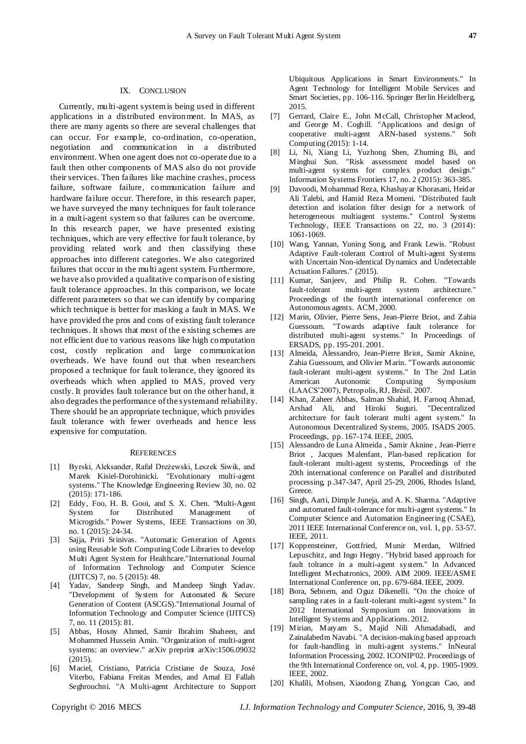## IX. Conclusion

Currently, multi-agent system is being used in different applications in a distributed environment. In MAS, as there are many agents so there are several challenges that can occur. For example, co-ordination, co-operation, negotiation and communication in a distributed environment. When one agent does not co-operate due to a fault then other components of MAS also do not provide their services. Then failures like machine crashes, process failure, software failure, communication failure and hardware failure occur. Therefore, in this research paper, we have surveyed the many techniques for fault tolerance in a multi-agent system so that failures can be overcome. In this research paper, we have presented existing techniques, which are very effective for fault tolerance, by providing related work and then classifying these approaches into different categories. We also categorized failures that occur in the multi agent system. Furthermore, we have also provided a qualitative comparison of existing fault tolerance approaches. In this comparison, we locate different parameters so that we can identify by comparing which technique is better for masking a fault in MAS. We have provided the pros and cons of existing fault tolerance techniques. It shows that most of the existing schemes are not efficient due to various reasons like high computation cost, costly replication and large communication overheads. We have found out that when researchers proposed a technique for fault tolerance, they ignored its overheads which when applied to MAS, proved very costly. It provides fault tolerance but on the other hand, it also degrades the performance of the system and reliability. There should be an appropriate technique, which provides fault tolerance with fewer overheads and hence less expensive for computation.

## References

[1] Byrski, Aleksander, Rafał Dreżewski, Leszek Siwik, and Marek Kisiel-Dorohinicki. "Evolutionary multi-agent systems." The Knowledge Engineering Review 30, no. 02 (2015): 171-186.

[2] Eddy, Foo, H. B. Gooi, and S. X. Chen. "Multi-Agent System for Distributed Management of Microgrids." Power Systems, IEEE Transactions on 30, no. 1 (2015): 24-34.

[3] Sajja, Priti Srinivas. "Automatic Generation of Agents using Reusable Soft Computing Code Libraries to develop Multi Agent System for Healthcare."International Journal of Information Technology and Computer Science (IJITCS) 7, no. 5 (2015): 48.

[4] Yadav, Sandeep Singh, and Mandeep Singh Yadav. "Development of System for Automated & Secure Generation of Content (ASCGS)."International Journal of Information Technology and Computer Science (IJITCS) 7, no. 11 (2015): 81.

[5] Abbas, Hosny Ahmed, Samir Ibrahim Shaheen, and Mohammed Hussein Amin. "Organization of multi-agent systems: an overview." arXiv preprint arXiv:1506.09032 (2015).

[6] Maciel, Cristiano, Patricia Cristiane de Souza, José Viterbo, Fabiana Freitas Mendes, and Amal El Fallah Seghrouchni. "A Multi-agent Architecture to Support Ubiquitous Applications in Smart Environments." In Agent Technology for Intelligent Mobile Services and Smart Societies, pp. 106-116. Springer Berlin Heidelberg, 2015.

[7] Gerrard, Claire E., John McCall, Christopher Macleod, and George M. Coghill. "Applications and design of cooperative multi-agent ARN-based systems." Soft Computing (2015): 1-14.

[8] Li, Ni, Xiang Li, Yuzhong Shen, Zhuming Bi, and Minghui Sun. "Risk assessment model based on multi-agent systems for complex product design." Information Systems Frontiers 17, no. 2 (2015): 363-385.

[9] Davoodi, Mohammad Reza, Khashayar Khorasani, Heidar Ali Talebi, and Hamid Reza Momeni. "Distributed fault detection and isolation filter design for a network of heterogeneous multiagent systems." Control Systems Technology, IEEE Transactions on 22, no. 3 (2014): 1061-1069.

[10] Wang, Yannan, Yuning Song, and Frank Lewis. "Robust Adaptive Fault-tolerant Control of Multi-agent Systems with Uncertain Non-identical Dynamics and Undetectable Actuation Failures." (2015).

[11] Kumar, Sanjeev, and Philip R. Cohen. "Towards fault-tolerant multi-agent system architecture." Proceedings of the fourth international conference on Autonomous agents. ACM, 2000.

[12] Marin, Olivier, Pierre Sens, Jean-Pierre Briot, and Zahia Guessoum. "Towards adaptive fault tolerance for distributed multi-agent systems." In Proceedings of ERSADS, pp. 195-201. 2001.

[13] Almeida, Alessandro, Jean-Pierre Briot, Samir Aknine, Zahia Guessoum, and Olivier Marin. "Towards autonomic fault-tolerant multi-agent systems." In The 2nd Latin American Autonomic Computing Symposium (LAACS'2007), Petropolis, RJ, Brésil. 2007.

[14] Khan, Zaheer Abbas, Salman Shahid, H. Farooq Ahmad, Arshad Ali, and Hiroki Suguri. "Decentralized architecture for fault tolerant multi agent system." In Autonomous Decentralized Systems, 2005. ISADS 2005. Proceedings, pp. 167-174. IEEE, 2005.

[15] Alessandro de Luna Almeida , Samir Aknine , Jean-Pierre Briot , Jacques Malenfant, Plan-based replication for fault-tolerant multi-agent systems, Proceedings of the 20th international conference on Parallel and distributed processing, p.347-347, April 25-29, 2006, Rhodes Island, Greece.

[16] Singh, Aarti, Dimple Juneja, and A. K. Sharma. "Adaptive and automated fault-tolerance for multi-agent systems." In Computer Science and Automation Engineering (CSAE), 2011 IEEE International Conference on, vol. 1, pp. 53-57. IEEE, 2011.

[17] Koppensteiner, Gottfried, Munir Merdan, Wilfried Lepuschitz, and Ingo Hegny. "Hybrid based approach for fault tolrance in a multi-agent system." In Advanced Intelligent Mechatronics, 2009. AIM 2009. IEEE/ASME International Conference on, pp. 679-684. IEEE, 2009.

[18] Bora, Sebnem, and Oguz Dikenelli. "On the choice of sampling rates in a fault-tolerant multi-agent system." In 2012 International Symposium on Innovations in Intelligent Systems and Applications. 2012.

[19] Mirian, Maryam S., Majid Nili Ahmadabadi, and Zainalabedın Navabi. "A decision-making based approach for fault-handling in multi-agent systems." InNeural Information Processing, 2002. ICONIP'02. Proceedings of the 9th International Conference on, vol. 4, pp. 1905-1909. IEEE, 2002.

[20] Khalili, Mohsen, Xiaodong Zhang, Yongcan Cao, and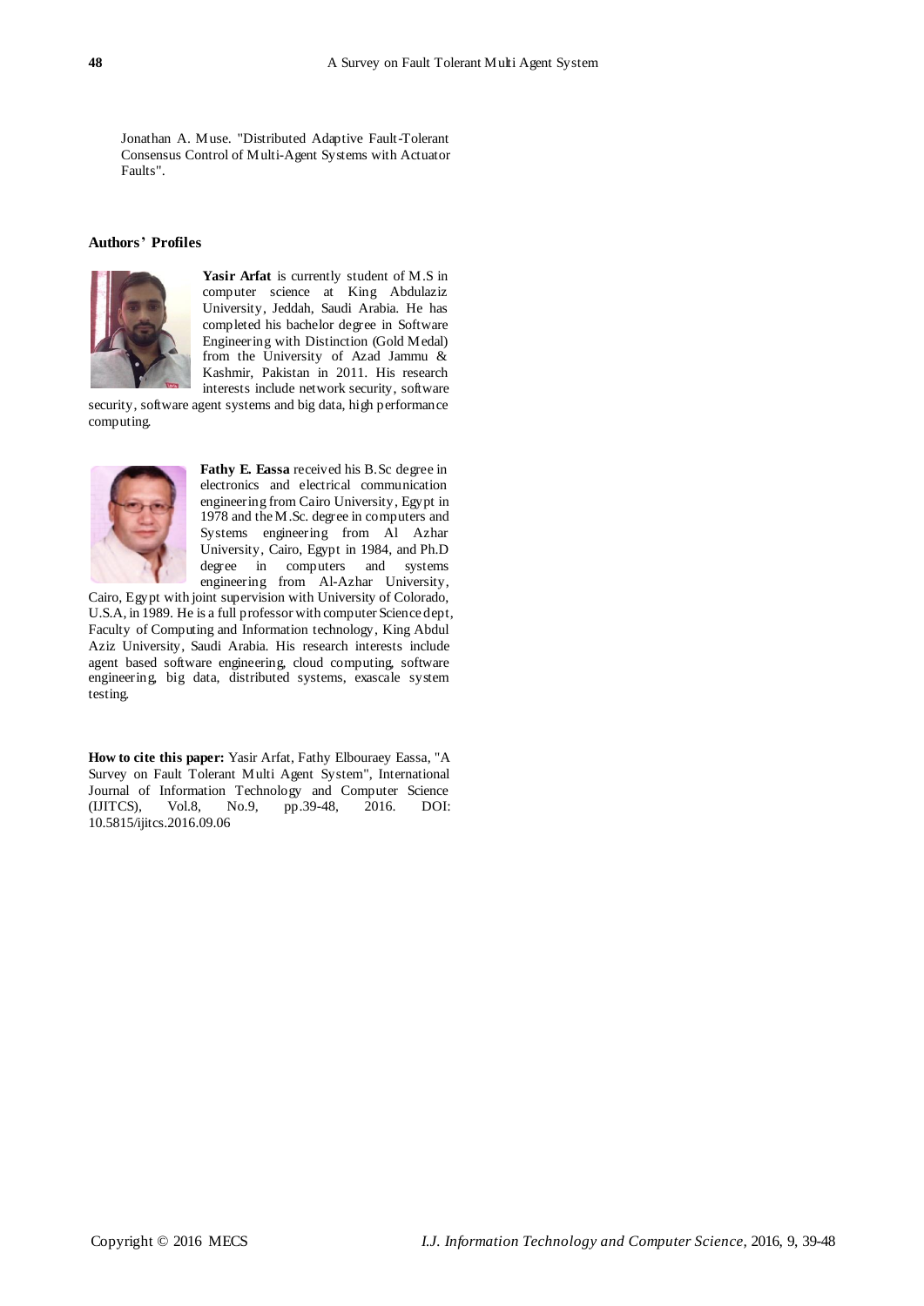Jonathan A. Muse. "Distributed Adaptive Fault-Tolerant Consensus Control of Multi-Agent Systems with Actuator Faults".

## Authors' Profiles

**Yasir Arfat** is currently student of M.S in computer science at King Abdulaziz University, Jeddah, Saudi Arabia. He has completed his bachelor degree in Software Engineering with Distinction (Gold Medal) from the University of Azad Jammu & Kashmir, Pakistan in 2011. His research interests include network security, software security, software agent systems and big data, high performance computing.

**Fathy E. Eassa** received his B.Sc degree in electronics and electrical communication engineering from Cairo University, Egypt in 1978 and the M.Sc. degree in computers and Systems engineering from Al Azhar University, Cairo, Egypt in 1984, and Ph.D degree in computers and systems engineering from Al-Azhar University, Cairo, Egypt with joint supervision with University of Colorado, U.S.A, in 1989. He is a full professor with computer Science dept, Faculty of Computing and Information technology, King Abdul Aziz University, Saudi Arabia. His research interests include agent based software engineering, cloud computing, software engineering, big data, distributed systems, exascale system testing.

**How to cite this paper:** Yasir Arfat, Fathy Elbouraey Eassa, "A Survey on Fault Tolerant Multi Agent System", International Journal of Information Technology and Computer Science (IJITCS), Vol.8, No.9, pp.39-48, 2016. DOI: 10.5815/ijitcs.2016.09.06